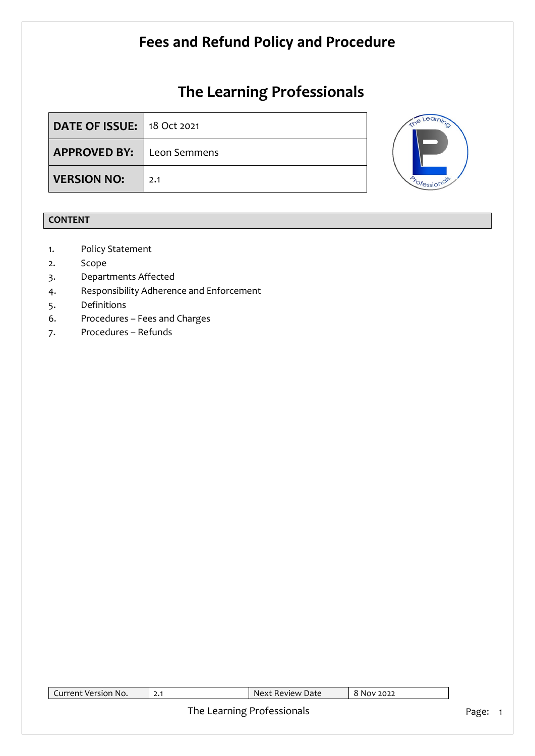# Fees and Refund Policy and Procedure

# The Learning Professionals

| DATE OF ISSUE: | 18 Oct 2021 |
|---|---|
| APPROVED BY: | Leon Semmens |
| VERSION NO: | 2.1 |

**CONTENT**

1. Policy Statement
2. Scope
3. Departments Affected
4. Responsibility Adherence and Enforcement
5. Definitions
6. Procedures – Fees and Charges
7. Procedures – Refunds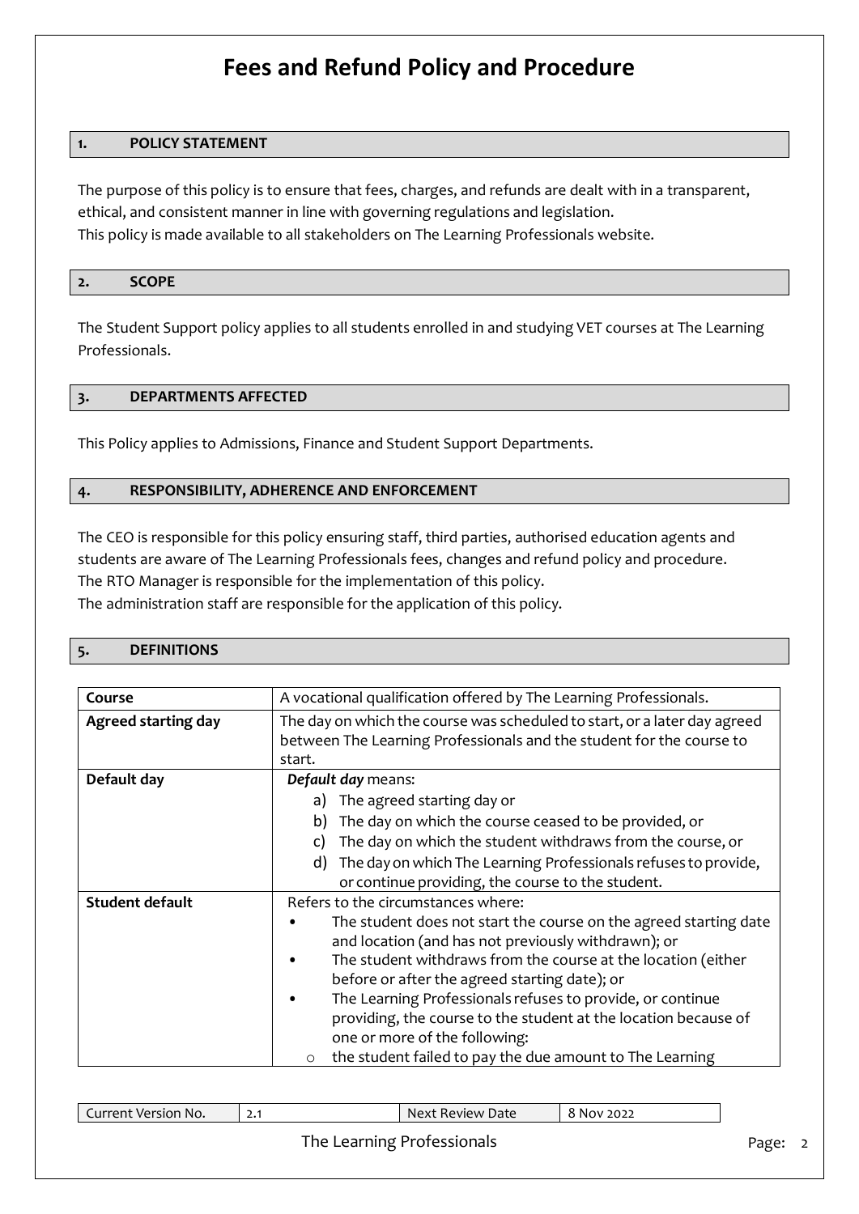# Fees and Refund Policy and Procedure

## 1. POLICY STATEMENT

The purpose of this policy is to ensure that fees, charges, and refunds are dealt with in a transparent, ethical, and consistent manner in line with governing regulations and legislation.
This policy is made available to all stakeholders on The Learning Professionals website.

## 2. SCOPE

The Student Support policy applies to all students enrolled in and studying VET courses at The Learning Professionals.

## 3. DEPARTMENTS AFFECTED

This Policy applies to Admissions, Finance and Student Support Departments.

## 4. RESPONSIBILITY, ADHERENCE AND ENFORCEMENT

The CEO is responsible for this policy ensuring staff, third parties, authorised education agents and students are aware of The Learning Professionals fees, changes and refund policy and procedure.
The RTO Manager is responsible for the implementation of this policy.
The administration staff are responsible for the application of this policy.

## 5. DEFINITIONS

| | |
|---|---|
| **Course** | A vocational qualification offered by The Learning Professionals. |
| **Agreed starting day** | The day on which the course was scheduled to start, or a later day agreed between The Learning Professionals and the student for the course to start. |
| **Default day** | ***Default day*** means:<br>a) The agreed starting day or<br>b) The day on which the course ceased to be provided, or<br>c) The day on which the student withdraws from the course, or<br>d) The day on which The Learning Professionals refuses to provide, or continue providing, the course to the student. |
| **Student default** | Refers to the circumstances where:<br>• The student does not start the course on the agreed starting date and location (and has not previously withdrawn); or<br>• The student withdraws from the course at the location (either before or after the agreed starting date); or<br>• The Learning Professionals refuses to provide, or continue providing, the course to the student at the location because of one or more of the following:<br>o the student failed to pay the due amount to The Learning |

| Current Version No. | 2.1 | Next Review Date | 8 Nov 2022 |
|---|---|---|---|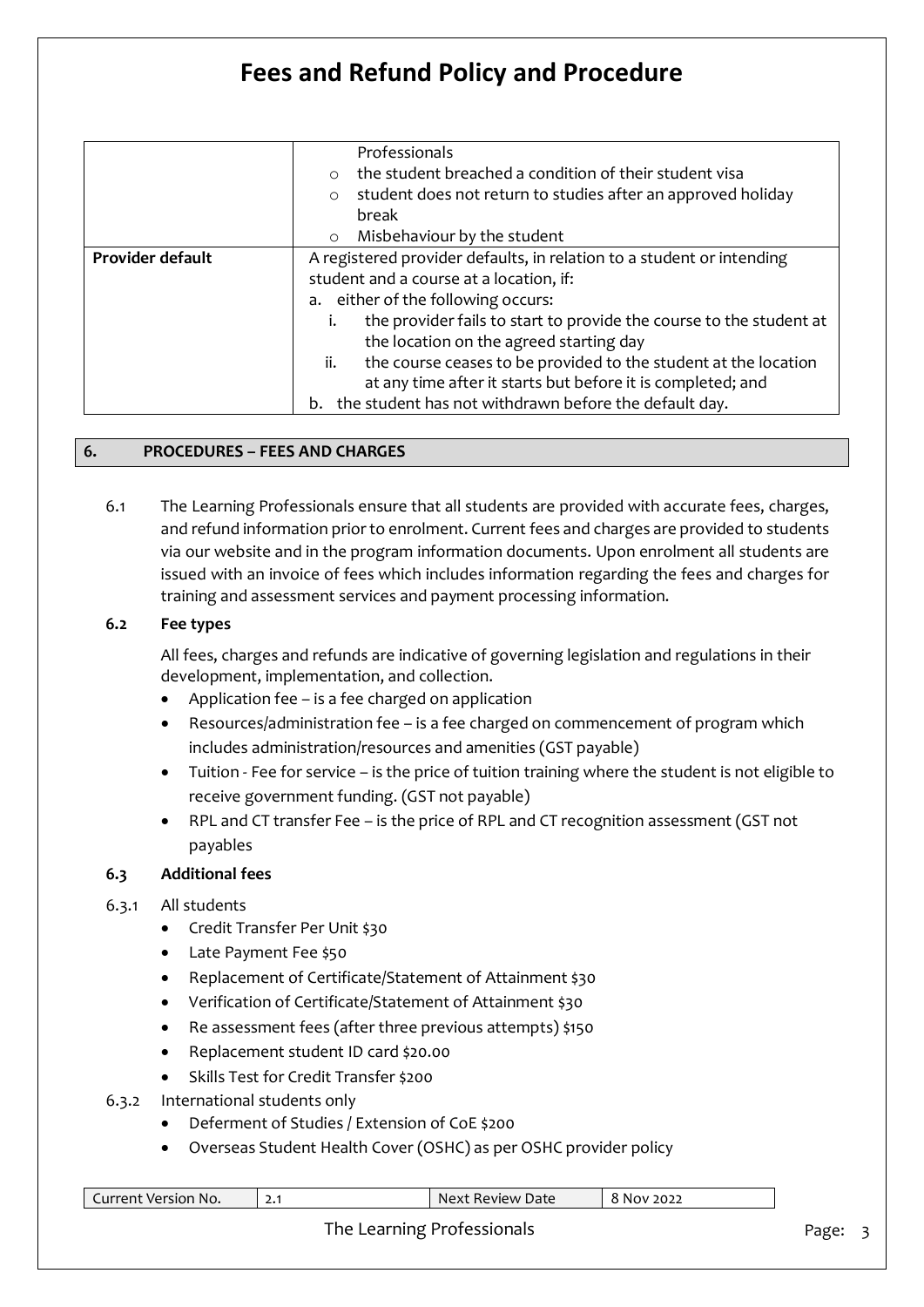| | |
|---|---|
| | Professionals<br>○ the student breached a condition of their student visa<br>○ student does not return to studies after an approved holiday break<br>○ Misbehaviour by the student |
| **Provider default** | A registered provider defaults, in relation to a student or intending student and a course at a location, if:<br>a. either of the following occurs:<br>i. the provider fails to start to provide the course to the student at the location on the agreed starting day<br>ii. the course ceases to be provided to the student at the location at any time after it starts but before it is completed; and<br>b. the student has not withdrawn before the default day. |

## 6. PROCEDURES – FEES AND CHARGES

6.1 The Learning Professionals ensure that all students are provided with accurate fees, charges, and refund information prior to enrolment. Current fees and charges are provided to students via our website and in the program information documents. Upon enrolment all students are issued with an invoice of fees which includes information regarding the fees and charges for training and assessment services and payment processing information.

### 6.2 Fee types

All fees, charges and refunds are indicative of governing legislation and regulations in their development, implementation, and collection.

- Application fee – is a fee charged on application
- Resources/administration fee – is a fee charged on commencement of program which includes administration/resources and amenities (GST payable)
- Tuition - Fee for service – is the price of tuition training where the student is not eligible to receive government funding. (GST not payable)
- RPL and CT transfer Fee – is the price of RPL and CT recognition assessment (GST not payables

### 6.3 Additional fees

6.3.1 All students

- Credit Transfer Per Unit $30
- Late Payment Fee $50
- Replacement of Certificate/Statement of Attainment $30
- Verification of Certificate/Statement of Attainment $30
- Re assessment fees (after three previous attempts) $150
- Replacement student ID card $20.00
- Skills Test for Credit Transfer $200

6.3.2 International students only

- Deferment of Studies / Extension of CoE $200
- Overseas Student Health Cover (OSHC) as per OSHC provider policy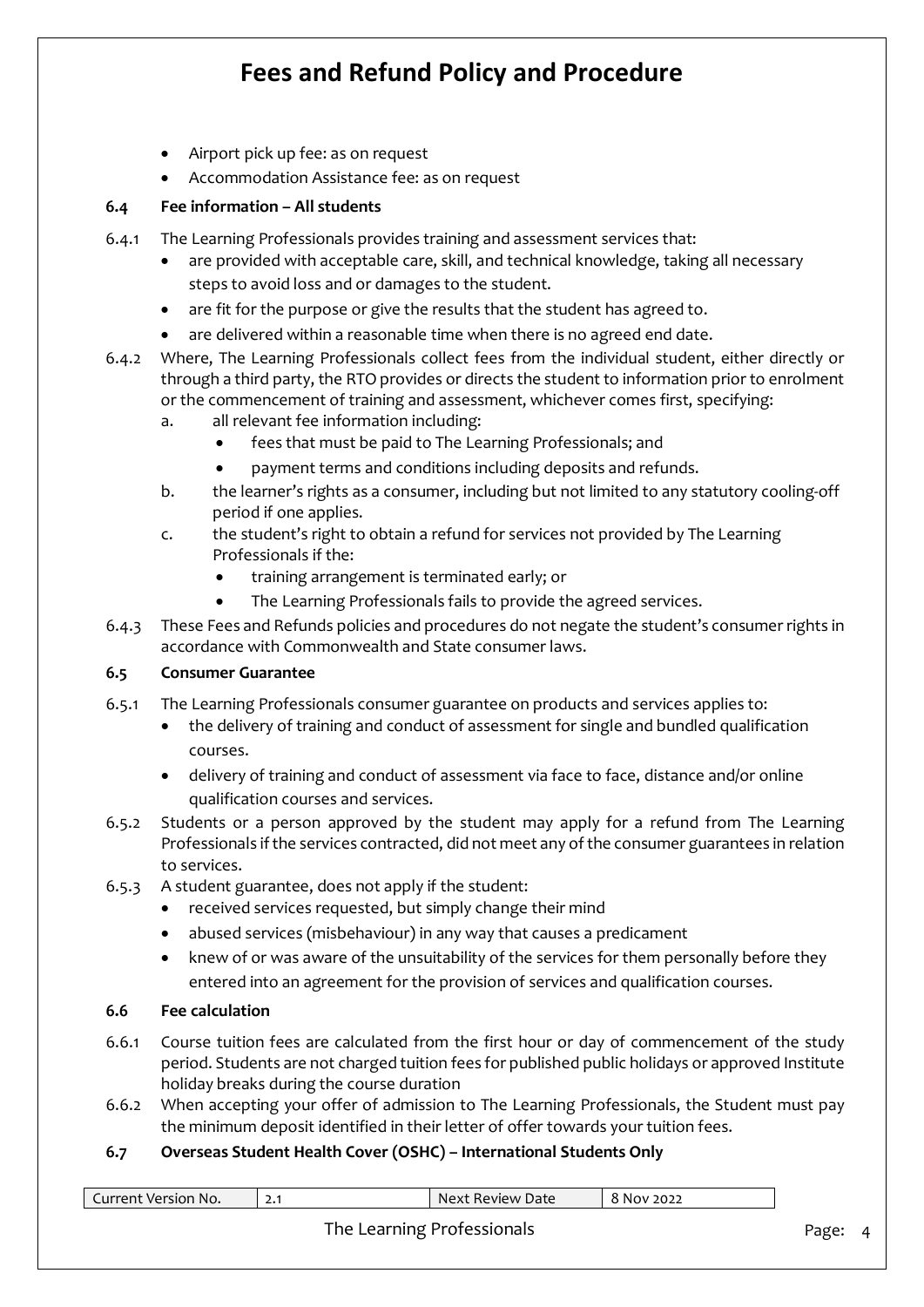- Airport pick up fee: as on request
- Accommodation Assistance fee: as on request

### 6.4 Fee information – All students

6.4.1 The Learning Professionals provides training and assessment services that:

- are provided with acceptable care, skill, and technical knowledge, taking all necessary steps to avoid loss and or damages to the student.
- are fit for the purpose or give the results that the student has agreed to.
- are delivered within a reasonable time when there is no agreed end date.

6.4.2 Where, The Learning Professionals collect fees from the individual student, either directly or through a third party, the RTO provides or directs the student to information prior to enrolment or the commencement of training and assessment, whichever comes first, specifying:

a. all relevant fee information including:
   - fees that must be paid to The Learning Professionals; and
   - payment terms and conditions including deposits and refunds.

b. the learner's rights as a consumer, including but not limited to any statutory cooling-off period if one applies.

c. the student's right to obtain a refund for services not provided by The Learning Professionals if the:
   - training arrangement is terminated early; or
   - The Learning Professionals fails to provide the agreed services.

6.4.3 These Fees and Refunds policies and procedures do not negate the student's consumer rights in accordance with Commonwealth and State consumer laws.

### 6.5 Consumer Guarantee

6.5.1 The Learning Professionals consumer guarantee on products and services applies to:

- the delivery of training and conduct of assessment for single and bundled qualification courses.
- delivery of training and conduct of assessment via face to face, distance and/or online qualification courses and services.

6.5.2 Students or a person approved by the student may apply for a refund from The Learning Professionals if the services contracted, did not meet any of the consumer guarantees in relation to services.

6.5.3 A student guarantee, does not apply if the student:

- received services requested, but simply change their mind
- abused services (misbehaviour) in any way that causes a predicament
- knew of or was aware of the unsuitability of the services for them personally before they entered into an agreement for the provision of services and qualification courses.

### 6.6 Fee calculation

6.6.1 Course tuition fees are calculated from the first hour or day of commencement of the study period. Students are not charged tuition fees for published public holidays or approved Institute holiday breaks during the course duration

6.6.2 When accepting your offer of admission to The Learning Professionals, the Student must pay the minimum deposit identified in their letter of offer towards your tuition fees.

### 6.7 Overseas Student Health Cover (OSHC) – International Students Only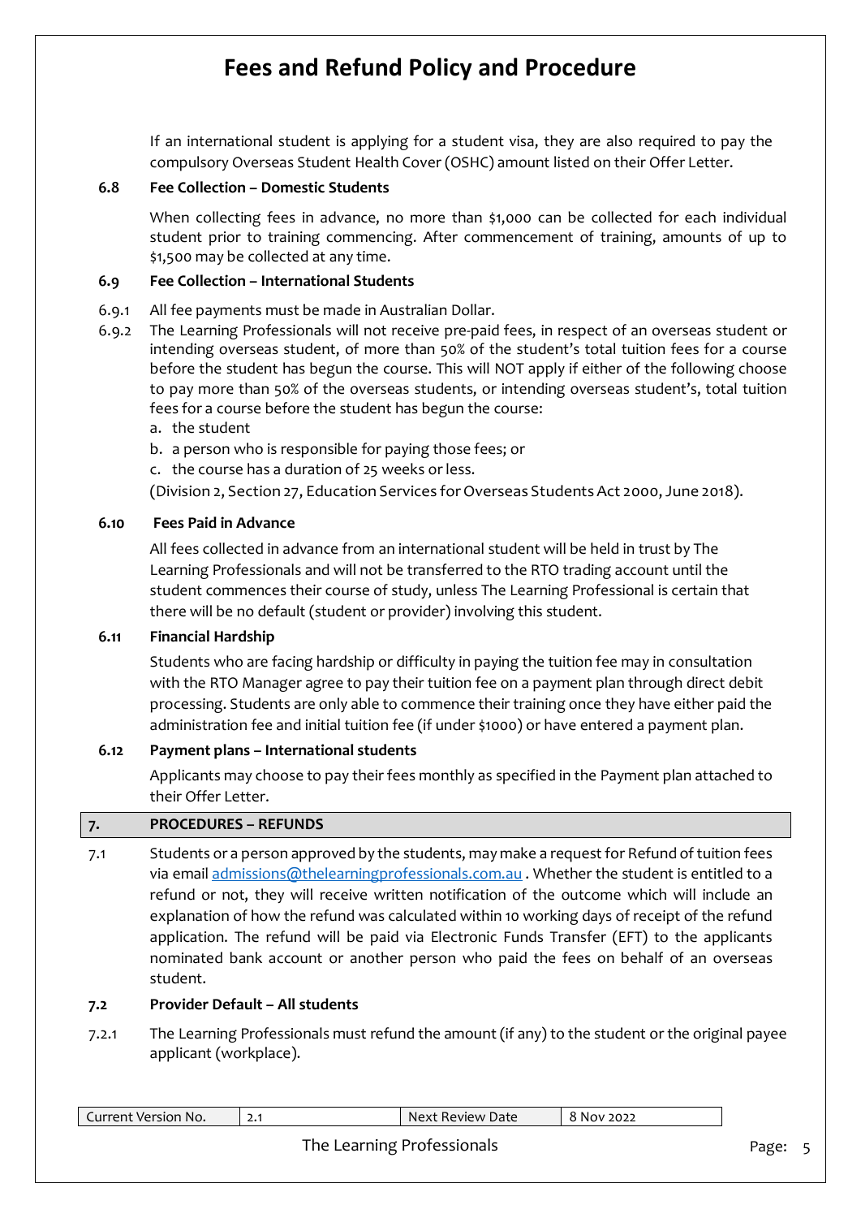If an international student is applying for a student visa, they are also required to pay the compulsory Overseas Student Health Cover (OSHC) amount listed on their Offer Letter.

### 6.8 Fee Collection – Domestic Students

When collecting fees in advance, no more than $1,000 can be collected for each individual student prior to training commencing. After commencement of training, amounts of up to $1,500 may be collected at any time.

### 6.9 Fee Collection – International Students

6.9.1 All fee payments must be made in Australian Dollar.

6.9.2 The Learning Professionals will not receive pre-paid fees, in respect of an overseas student or intending overseas student, of more than 50% of the student's total tuition fees for a course before the student has begun the course. This will NOT apply if either of the following choose to pay more than 50% of the overseas students, or intending overseas student's, total tuition fees for a course before the student has begun the course:

a. the student
b. a person who is responsible for paying those fees; or
c. the course has a duration of 25 weeks or less.

(Division 2, Section 27, Education Services for Overseas Students Act 2000, June 2018).

### 6.10 Fees Paid in Advance

All fees collected in advance from an international student will be held in trust by The Learning Professionals and will not be transferred to the RTO trading account until the student commences their course of study, unless The Learning Professional is certain that there will be no default (student or provider) involving this student.

### 6.11 Financial Hardship

Students who are facing hardship or difficulty in paying the tuition fee may in consultation with the RTO Manager agree to pay their tuition fee on a payment plan through direct debit processing. Students are only able to commence their training once they have either paid the administration fee and initial tuition fee (if under $1000) or have entered a payment plan.

### 6.12 Payment plans – International students

Applicants may choose to pay their fees monthly as specified in the Payment plan attached to their Offer Letter.

## 7. PROCEDURES – REFUNDS

7.1 Students or a person approved by the students, may make a request for Refund of tuition fees via email admissions@thelearningprofessionals.com.au . Whether the student is entitled to a refund or not, they will receive written notification of the outcome which will include an explanation of how the refund was calculated within 10 working days of receipt of the refund application. The refund will be paid via Electronic Funds Transfer (EFT) to the applicants nominated bank account or another person who paid the fees on behalf of an overseas student.

### 7.2 Provider Default – All students

7.2.1 The Learning Professionals must refund the amount (if any) to the student or the original payee applicant (workplace).

| Current Version No. | 2.1 | Next Review Date | 8 Nov 2022 |
|---|---|---|---|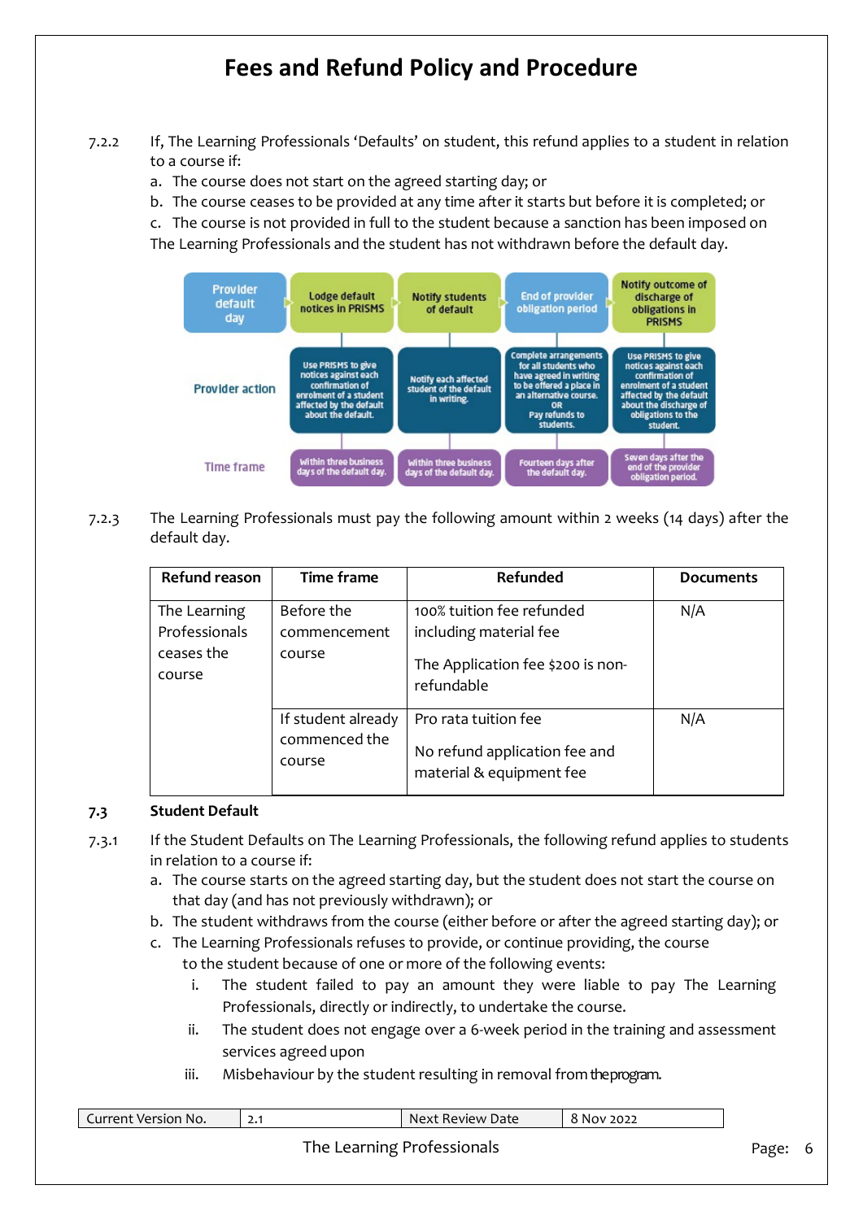# Fees and Refund Policy and Procedure

7.2.2 If, The Learning Professionals 'Defaults' on student, this refund applies to a student in relation to a course if:

a. The course does not start on the agreed starting day; or
b. The course ceases to be provided at any time after it starts but before it is completed; or
c. The course is not provided in full to the student because a sanction has been imposed on The Learning Professionals and the student has not withdrawn before the default day.

| Provider default day | Lodge default notices in PRISMS | Notify students of default | End of provider obligation period | Notify outcome of discharge of obligations in PRISMS |
|---|---|---|---|---|
| Provider action | Use PRISMS to give notices against each confirmation of enrolment of a student affected by the default about the default. | Notify each affected student of the default in writing. | Complete arrangements for all students who have agreed in writing to be offered a place in an alternative course. OR Pay refunds to students. | Use PRISMS to give notices against each confirmation of enrolment of a student affected by the default about the discharge of obligations to the student. |
| Time frame | Within three business days of the default day. | Within three business days of the default day. | Fourteen days after the default day. | Seven days after the end of the provider obligation period. |

7.2.3 The Learning Professionals must pay the following amount within 2 weeks (14 days) after the default day.

| Refund reason | Time frame | Refunded | Documents |
|---|---|---|---|
| The Learning Professionals ceases the course | Before the commencement course | 100% tuition fee refunded including material fee<br><br>The Application fee $200 is non-refundable | N/A |
| | If student already commenced the course | Pro rata tuition fee<br><br>No refund application fee and material & equipment fee | N/A |

### 7.3 Student Default

7.3.1 If the Student Defaults on The Learning Professionals, the following refund applies to students in relation to a course if:

a. The course starts on the agreed starting day, but the student does not start the course on that day (and has not previously withdrawn); or
b. The student withdraws from the course (either before or after the agreed starting day); or
c. The Learning Professionals refuses to provide, or continue providing, the course to the student because of one or more of the following events:
   i. The student failed to pay an amount they were liable to pay The Learning Professionals, directly or indirectly, to undertake the course.
   ii. The student does not engage over a 6-week period in the training and assessment services agreed upon
   iii. Misbehaviour by the student resulting in removal from the program.

| Current Version No. | 2.1 | Next Review Date | 8 Nov 2022 |
|---|---|---|---|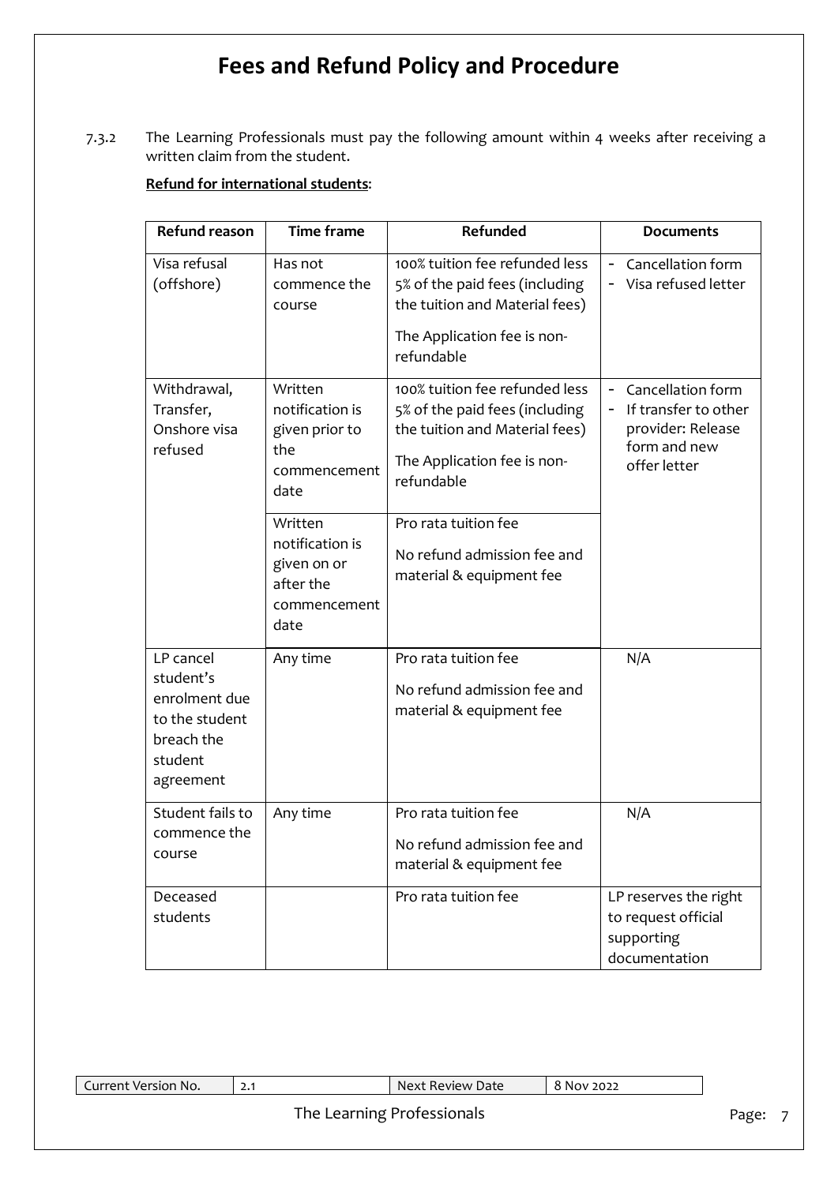# Fees and Refund Policy and Procedure

7.3.2 The Learning Professionals must pay the following amount within 4 weeks after receiving a written claim from the student.

**Refund for international students:**

| Refund reason | Time frame | Refunded | Documents |
|---|---|---|---|
| Visa refusal (offshore) | Has not commence the course | 100% tuition fee refunded less 5% of the paid fees (including the tuition and Material fees)<br><br>The Application fee is non-refundable | - Cancellation form<br>- Visa refused letter |
| Withdrawal, Transfer, Onshore visa refused | Written notification is given prior to the commencement date | 100% tuition fee refunded less 5% of the paid fees (including the tuition and Material fees)<br><br>The Application fee is non-refundable | - Cancellation form<br>- If transfer to other provider: Release form and new offer letter |
| | Written notification is given on or after the commencement date | Pro rata tuition fee<br><br>No refund admission fee and material & equipment fee | |
| LP cancel student's enrolment due to the student breach the student agreement | Any time | Pro rata tuition fee<br><br>No refund admission fee and material & equipment fee | N/A |
| Student fails to commence the course | Any time | Pro rata tuition fee<br><br>No refund admission fee and material & equipment fee | N/A |
| Deceased students | | Pro rata tuition fee | LP reserves the right to request official supporting documentation |

| Current Version No. | 2.1 | Next Review Date | 8 Nov 2022 |
|---|---|---|---|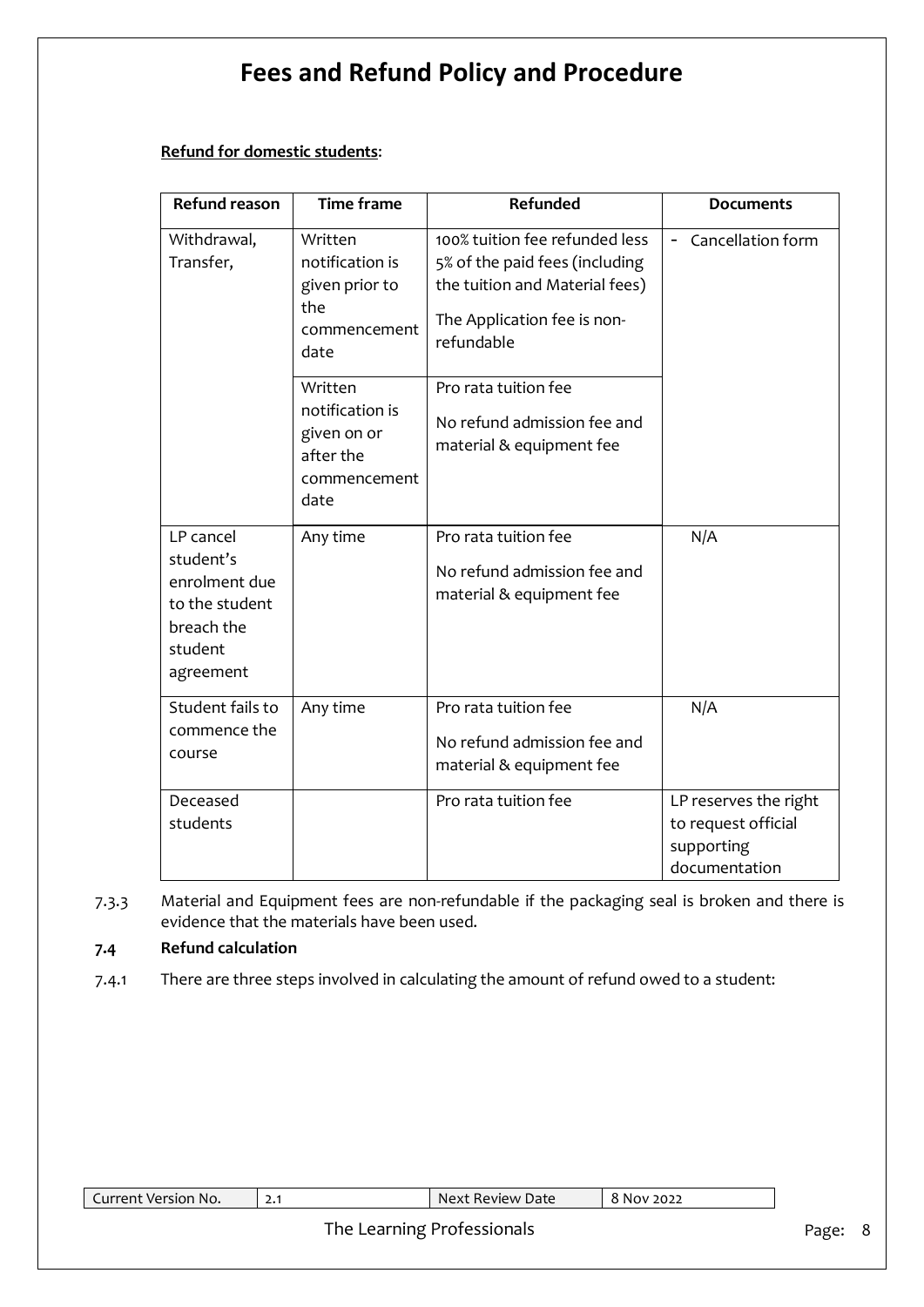**Refund for domestic students**:

| Refund reason | Time frame | Refunded | Documents |
|---|---|---|---|
| Withdrawal, Transfer, | Written notification is given prior to the commencement date | 100% tuition fee refunded less 5% of the paid fees (including the tuition and Material fees)<br><br>The Application fee is non-refundable | - Cancellation form |
| | Written notification is given on or after the commencement date | Pro rata tuition fee<br><br>No refund admission fee and material & equipment fee | |
| LP cancel student's enrolment due to the student breach the student agreement | Any time | Pro rata tuition fee<br><br>No refund admission fee and material & equipment fee | N/A |
| Student fails to commence the course | Any time | Pro rata tuition fee<br><br>No refund admission fee and material & equipment fee | N/A |
| Deceased students | | Pro rata tuition fee | LP reserves the right to request official supporting documentation |

7.3.3 Material and Equipment fees are non-refundable if the packaging seal is broken and there is evidence that the materials have been used.

**7.4 Refund calculation**

7.4.1 There are three steps involved in calculating the amount of refund owed to a student: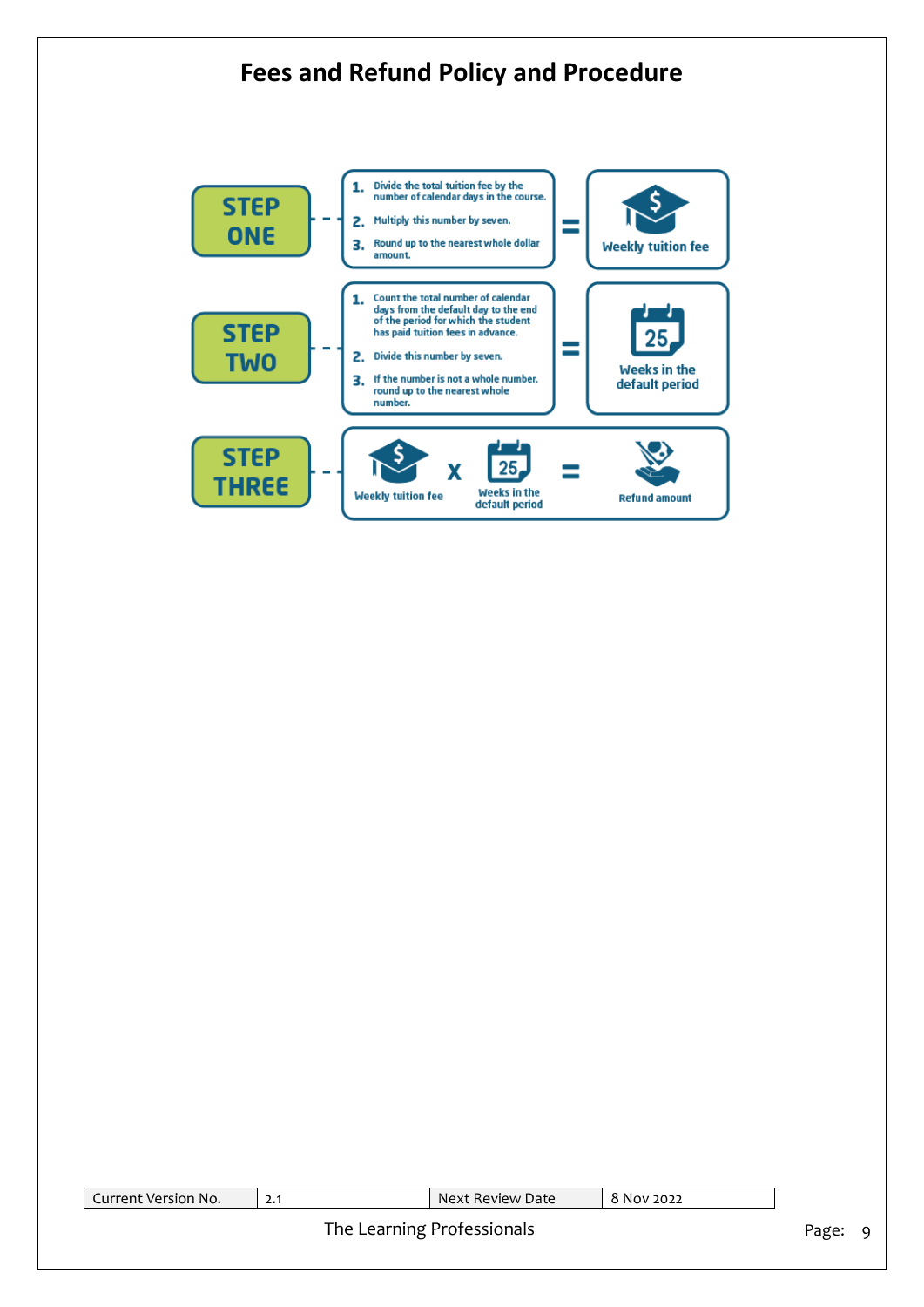# Fees and Refund Policy and Procedure

**STEP ONE**

1. Divide the total tuition fee by the number of calendar days in the course.
2. Multiply this number by seven.
3. Round up to the nearest whole dollar amount.

= Weekly tuition fee

**STEP TWO**

1. Count the total number of calendar days from the default day to the end of the period for which the student has paid tuition fees in advance.
2. Divide this number by seven.
3. If the number is not a whole number, round up to the nearest whole number.

= Weeks in the default period

**STEP THREE**

Weekly tuition fee x Weeks in the default period = Refund amount

| | | | |
|---|---|---|---|
| Current Version No. | 2.1 | Next Review Date | 8 Nov 2022 |

The Learning Professionals